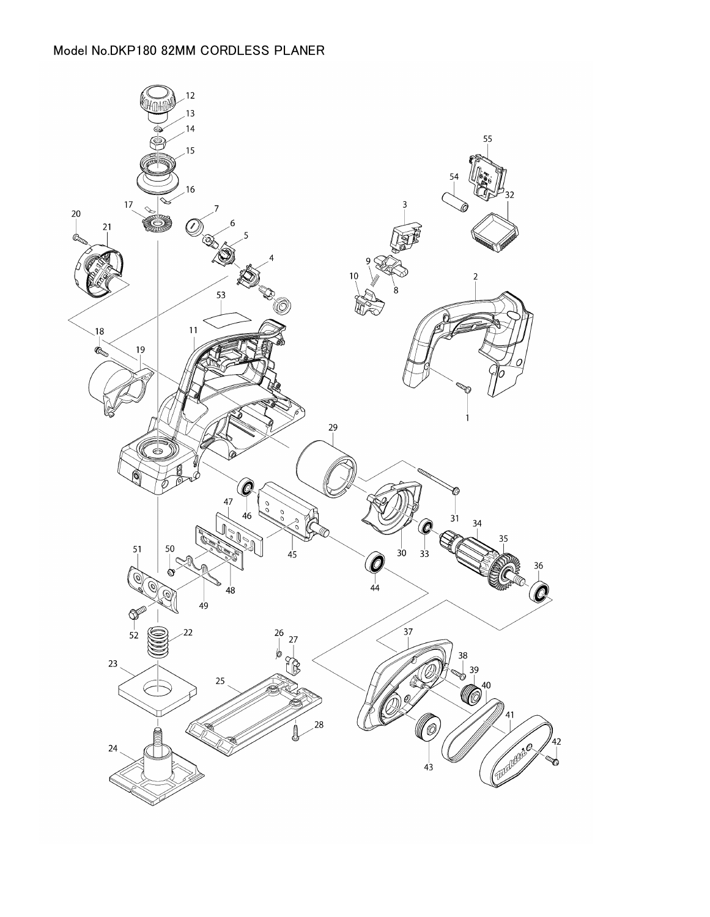Model No.DKP180 82MM CORDLESS PLANER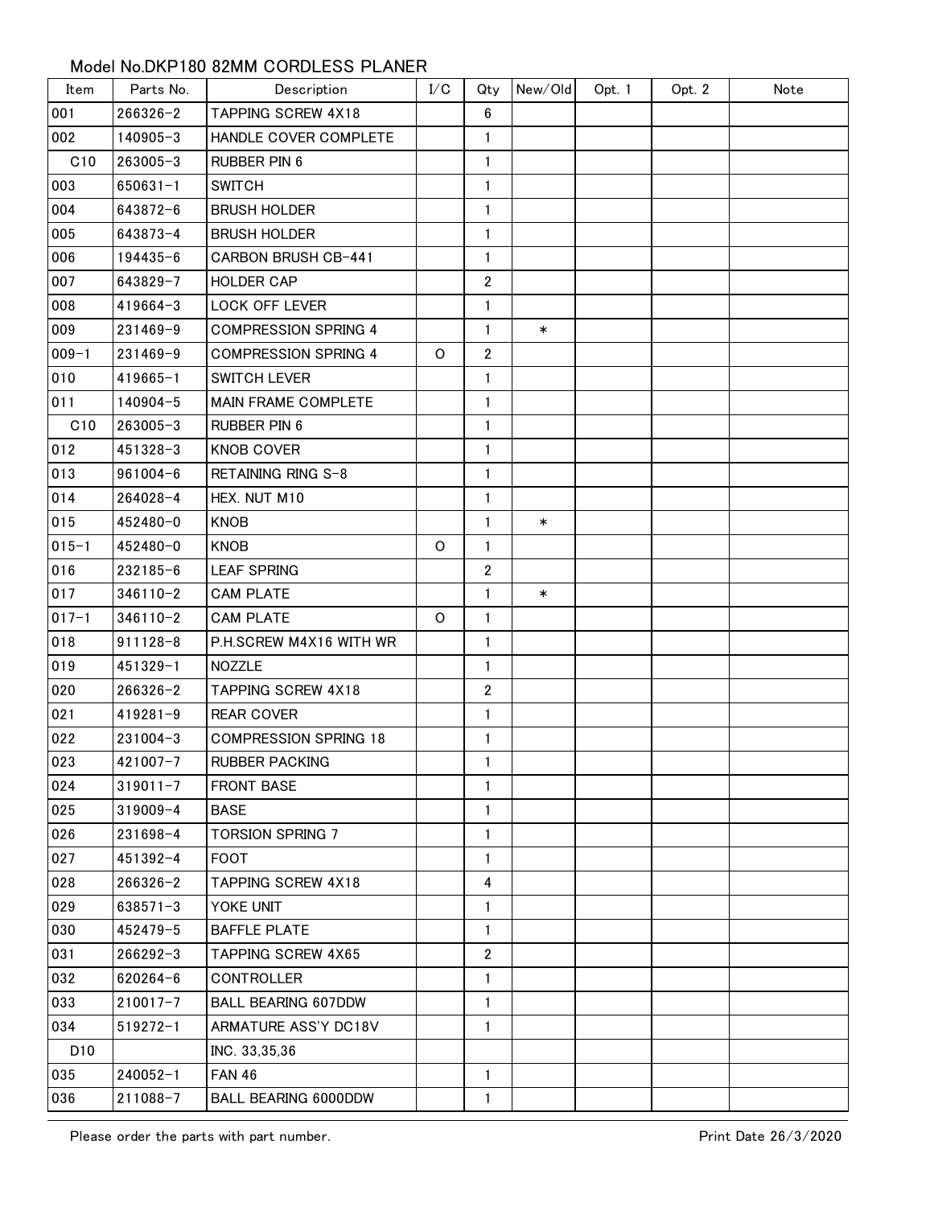## Model No.DKP180 82MM CORDLESS PLANER

| Item | Parts No. | Description | I/C | Qty | New/Old | Opt. 1 | Opt. 2 | Note |
|---|---|---|---|---|---|---|---|---|
| 001 | 266326-2 | TAPPING SCREW 4X18 | | 6 | | | | |
| 002 | 140905-3 | HANDLE COVER COMPLETE | | 1 | | | | |
| C10 | 263005-3 | RUBBER PIN 6 | | 1 | | | | |
| 003 | 650631-1 | SWITCH | | 1 | | | | |
| 004 | 643872-6 | BRUSH HOLDER | | 1 | | | | |
| 005 | 643873-4 | BRUSH HOLDER | | 1 | | | | |
| 006 | 194435-6 | CARBON BRUSH CB-441 | | 1 | | | | |
| 007 | 643829-7 | HOLDER CAP | | 2 | | | | |
| 008 | 419664-3 | LOCK OFF LEVER | | 1 | | | | |
| 009 | 231469-9 | COMPRESSION SPRING 4 | | 1 | * | | | |
| 009-1 | 231469-9 | COMPRESSION SPRING 4 | O | 2 | | | | |
| 010 | 419665-1 | SWITCH LEVER | | 1 | | | | |
| 011 | 140904-5 | MAIN FRAME COMPLETE | | 1 | | | | |
| C10 | 263005-3 | RUBBER PIN 6 | | 1 | | | | |
| 012 | 451328-3 | KNOB COVER | | 1 | | | | |
| 013 | 961004-6 | RETAINING RING S-8 | | 1 | | | | |
| 014 | 264028-4 | HEX. NUT M10 | | 1 | | | | |
| 015 | 452480-0 | KNOB | | 1 | * | | | |
| 015-1 | 452480-0 | KNOB | O | 1 | | | | |
| 016 | 232185-6 | LEAF SPRING | | 2 | | | | |
| 017 | 346110-2 | CAM PLATE | | 1 | * | | | |
| 017-1 | 346110-2 | CAM PLATE | O | 1 | | | | |
| 018 | 911128-8 | P.H.SCREW M4X16 WITH WR | | 1 | | | | |
| 019 | 451329-1 | NOZZLE | | 1 | | | | |
| 020 | 266326-2 | TAPPING SCREW 4X18 | | 2 | | | | |
| 021 | 419281-9 | REAR COVER | | 1 | | | | |
| 022 | 231004-3 | COMPRESSION SPRING 18 | | 1 | | | | |
| 023 | 421007-7 | RUBBER PACKING | | 1 | | | | |
| 024 | 319011-7 | FRONT BASE | | 1 | | | | |
| 025 | 319009-4 | BASE | | 1 | | | | |
| 026 | 231698-4 | TORSION SPRING 7 | | 1 | | | | |
| 027 | 451392-4 | FOOT | | 1 | | | | |
| 028 | 266326-2 | TAPPING SCREW 4X18 | | 4 | | | | |
| 029 | 638571-3 | YOKE UNIT | | 1 | | | | |
| 030 | 452479-5 | BAFFLE PLATE | | 1 | | | | |
| 031 | 266292-3 | TAPPING SCREW 4X65 | | 2 | | | | |
| 032 | 620264-6 | CONTROLLER | | 1 | | | | |
| 033 | 210017-7 | BALL BEARING 607DDW | | 1 | | | | |
| 034 | 519272-1 | ARMATURE ASS'Y DC18V | | 1 | | | | |
| D10 | | INC. 33,35,36 | | | | | | |
| 035 | 240052-1 | FAN 46 | | 1 | | | | |
| 036 | 211088-7 | BALL BEARING 6000DDW | | 1 | | | | |

Please order the parts with part number.

Print Date 26/3/2020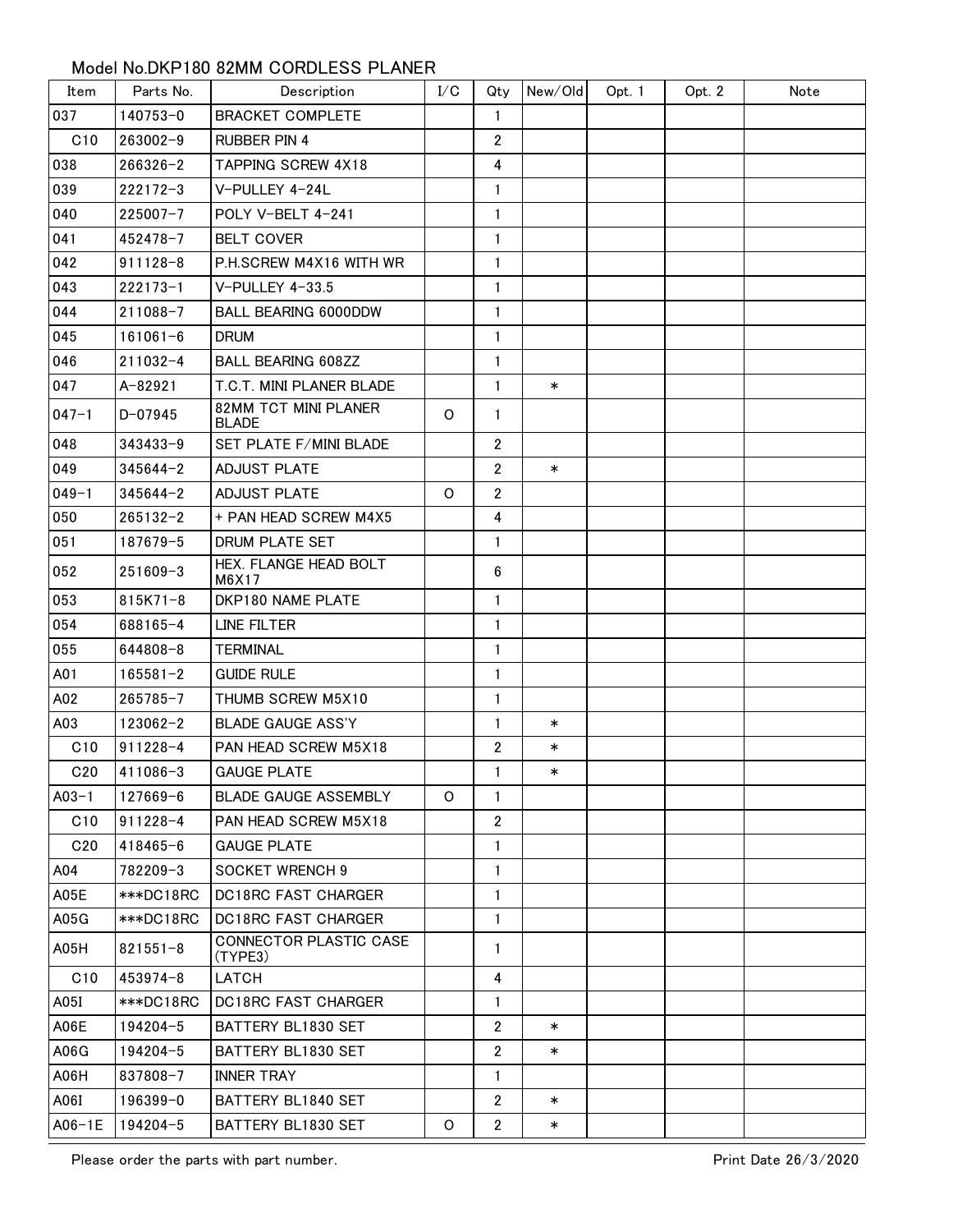Model No.DKP180 82MM CORDLESS PLANER

| Item | Parts No. | Description | I/C | Qty | New/Old | Opt. 1 | Opt. 2 | Note |
|---|---|---|---|---|---|---|---|---|
| 037 | 140753-0 | BRACKET COMPLETE | | 1 | | | | |
| C10 | 263002-9 | RUBBER PIN 4 | | 2 | | | | |
| 038 | 266326-2 | TAPPING SCREW 4X18 | | 4 | | | | |
| 039 | 222172-3 | V-PULLEY 4-24L | | 1 | | | | |
| 040 | 225007-7 | POLY V-BELT 4-241 | | 1 | | | | |
| 041 | 452478-7 | BELT COVER | | 1 | | | | |
| 042 | 911128-8 | P.H.SCREW M4X16 WITH WR | | 1 | | | | |
| 043 | 222173-1 | V-PULLEY 4-33.5 | | 1 | | | | |
| 044 | 211088-7 | BALL BEARING 6000DDW | | 1 | | | | |
| 045 | 161061-6 | DRUM | | 1 | | | | |
| 046 | 211032-4 | BALL BEARING 608ZZ | | 1 | | | | |
| 047 | A-82921 | T.C.T. MINI PLANER BLADE | | 1 | * | | | |
| 047-1 | D-07945 | 82MM TCT MINI PLANER BLADE | O | 1 | | | | |
| 048 | 343433-9 | SET PLATE F/MINI BLADE | | 2 | | | | |
| 049 | 345644-2 | ADJUST PLATE | | 2 | * | | | |
| 049-1 | 345644-2 | ADJUST PLATE | O | 2 | | | | |
| 050 | 265132-2 | + PAN HEAD SCREW M4X5 | | 4 | | | | |
| 051 | 187679-5 | DRUM PLATE SET | | 1 | | | | |
| 052 | 251609-3 | HEX. FLANGE HEAD BOLT M6X17 | | 6 | | | | |
| 053 | 815K71-8 | DKP180 NAME PLATE | | 1 | | | | |
| 054 | 688165-4 | LINE FILTER | | 1 | | | | |
| 055 | 644808-8 | TERMINAL | | 1 | | | | |
| A01 | 165581-2 | GUIDE RULE | | 1 | | | | |
| A02 | 265785-7 | THUMB SCREW M5X10 | | 1 | | | | |
| A03 | 123062-2 | BLADE GAUGE ASS'Y | | 1 | * | | | |
| C10 | 911228-4 | PAN HEAD SCREW M5X18 | | 2 | * | | | |
| C20 | 411086-3 | GAUGE PLATE | | 1 | * | | | |
| A03-1 | 127669-6 | BLADE GAUGE ASSEMBLY | O | 1 | | | | |
| C10 | 911228-4 | PAN HEAD SCREW M5X18 | | 2 | | | | |
| C20 | 418465-6 | GAUGE PLATE | | 1 | | | | |
| A04 | 782209-3 | SOCKET WRENCH 9 | | 1 | | | | |
| A05E | ***DC18RC | DC18RC FAST CHARGER | | 1 | | | | |
| A05G | ***DC18RC | DC18RC FAST CHARGER | | 1 | | | | |
| A05H | 821551-8 | CONNECTOR PLASTIC CASE (TYPE3) | | 1 | | | | |
| C10 | 453974-8 | LATCH | | 4 | | | | |
| A05I | ***DC18RC | DC18RC FAST CHARGER | | 1 | | | | |
| A06E | 194204-5 | BATTERY BL1830 SET | | 2 | * | | | |
| A06G | 194204-5 | BATTERY BL1830 SET | | 2 | * | | | |
| A06H | 837808-7 | INNER TRAY | | 1 | | | | |
| A06I | 196399-0 | BATTERY BL1840 SET | | 2 | * | | | |
| A06-1E | 194204-5 | BATTERY BL1830 SET | O | 2 | * | | | |

Please order the parts with part number. Print Date 26/3/2020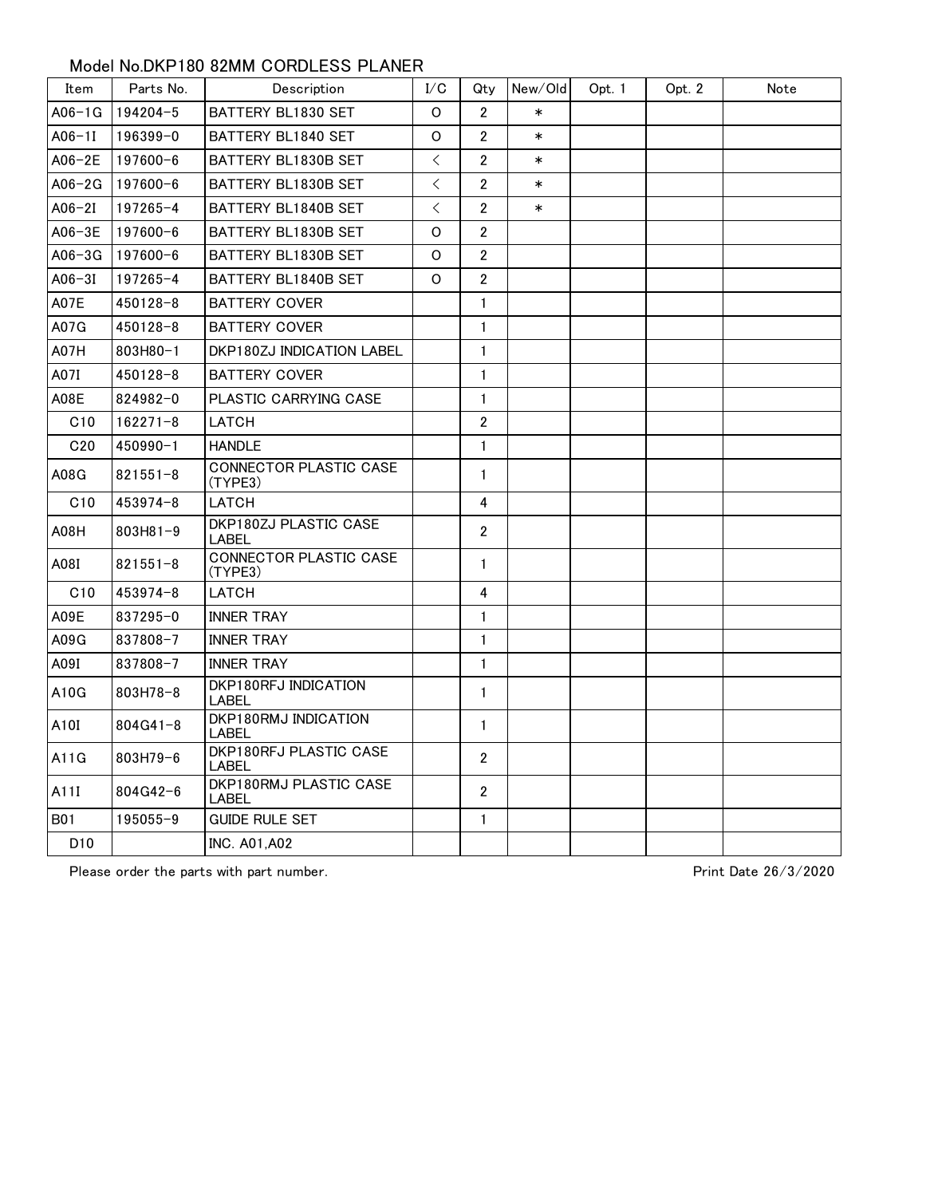Model No.DKP180 82MM CORDLESS PLANER

| Item | Parts No. | Description | I/C | Qty | New/Old | Opt. 1 | Opt. 2 | Note |
|---|---|---|---|---|---|---|---|---|
| A06-1G | 194204-5 | BATTERY BL1830 SET | O | 2 | * | | | |
| A06-1I | 196399-0 | BATTERY BL1840 SET | O | 2 | * | | | |
| A06-2E | 197600-6 | BATTERY BL1830B SET | < | 2 | * | | | |
| A06-2G | 197600-6 | BATTERY BL1830B SET | < | 2 | * | | | |
| A06-2I | 197265-4 | BATTERY BL1840B SET | < | 2 | * | | | |
| A06-3E | 197600-6 | BATTERY BL1830B SET | O | 2 | | | | |
| A06-3G | 197600-6 | BATTERY BL1830B SET | O | 2 | | | | |
| A06-3I | 197265-4 | BATTERY BL1840B SET | O | 2 | | | | |
| A07E | 450128-8 | BATTERY COVER | | 1 | | | | |
| A07G | 450128-8 | BATTERY COVER | | 1 | | | | |
| A07H | 803H80-1 | DKP180ZJ INDICATION LABEL | | 1 | | | | |
| A07I | 450128-8 | BATTERY COVER | | 1 | | | | |
| A08E | 824982-0 | PLASTIC CARRYING CASE | | 1 | | | | |
| C10 | 162271-8 | LATCH | | 2 | | | | |
| C20 | 450990-1 | HANDLE | | 1 | | | | |
| A08G | 821551-8 | CONNECTOR PLASTIC CASE (TYPE3) | | 1 | | | | |
| C10 | 453974-8 | LATCH | | 4 | | | | |
| A08H | 803H81-9 | DKP180ZJ PLASTIC CASE LABEL | | 2 | | | | |
| A08I | 821551-8 | CONNECTOR PLASTIC CASE (TYPE3) | | 1 | | | | |
| C10 | 453974-8 | LATCH | | 4 | | | | |
| A09E | 837295-0 | INNER TRAY | | 1 | | | | |
| A09G | 837808-7 | INNER TRAY | | 1 | | | | |
| A09I | 837808-7 | INNER TRAY | | 1 | | | | |
| A10G | 803H78-8 | DKP180RFJ INDICATION LABEL | | 1 | | | | |
| A10I | 804G41-8 | DKP180RMJ INDICATION LABEL | | 1 | | | | |
| A11G | 803H79-6 | DKP180RFJ PLASTIC CASE LABEL | | 2 | | | | |
| A11I | 804G42-6 | DKP180RMJ PLASTIC CASE LABEL | | 2 | | | | |
| B01 | 195055-9 | GUIDE RULE SET | | 1 | | | | |
| D10 | | INC. A01,A02 | | | | | | |

Please order the parts with part number.

Print Date 26/3/2020